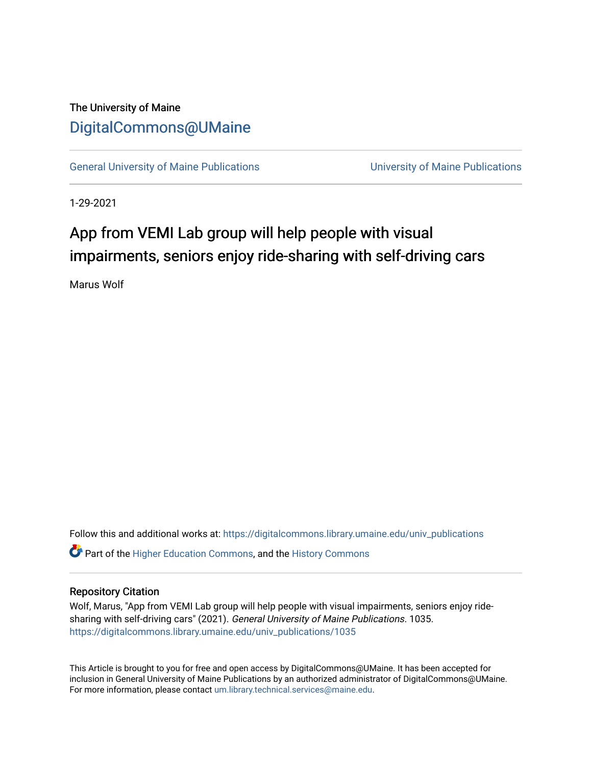The University of Maine

# DigitalCommons@UMaine

General University of Maine Publications | University of Maine Publications

1-29-2021

## App from VEMI Lab group will help people with visual impairments, seniors enjoy ride-sharing with self-driving cars

Marus Wolf

Follow this and additional works at: https://digitalcommons.library.umaine.edu/univ_publications

Part of the Higher Education Commons, and the History Commons

### Repository Citation

Wolf, Marus, "App from VEMI Lab group will help people with visual impairments, seniors enjoy ride-sharing with self-driving cars" (2021). *General University of Maine Publications*. 1035.
https://digitalcommons.library.umaine.edu/univ_publications/1035

This Article is brought to you for free and open access by DigitalCommons@UMaine. It has been accepted for inclusion in General University of Maine Publications by an authorized administrator of DigitalCommons@UMaine. For more information, please contact um.library.technical.services@maine.edu.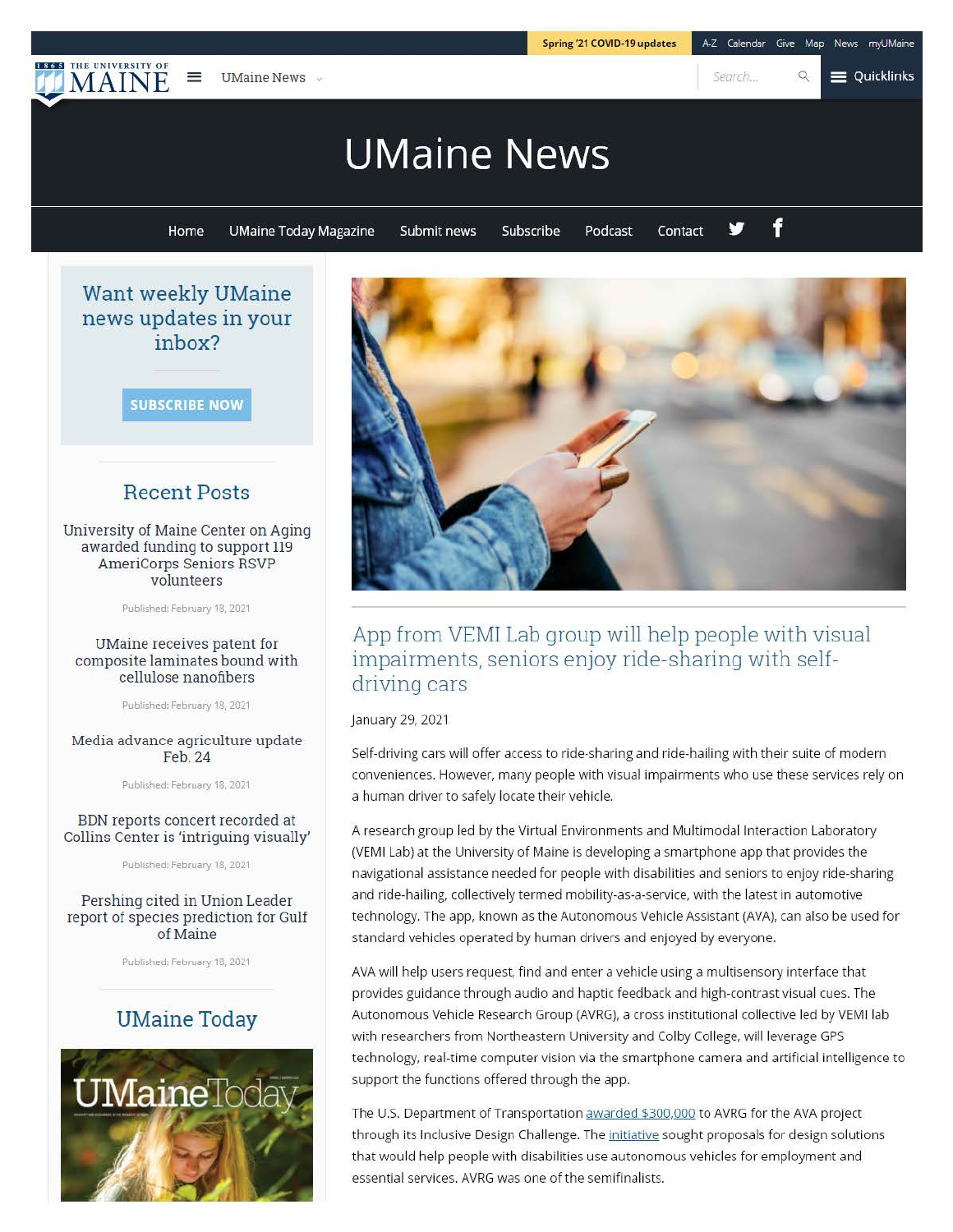Spring '21 COVID-19 updates | A-Z | Calendar | Give | Map | News | myUMaine

UMaine News

# UMaine News

Home | UMaine Today Magazine | Submit news | Subscribe | Podcast | Contact

## Want weekly UMaine news updates in your inbox?

SUBSCRIBE NOW

## Recent Posts

University of Maine Center on Aging awarded funding to support 119 AmeriCorps Seniors RSVP volunteers

Published: February 18, 2021

UMaine receives patent for composite laminates bound with cellulose nanofibers

Published: February 18, 2021

Media advance agriculture update Feb. 24

Published: February 18, 2021

BDN reports concert recorded at Collins Center is 'intriguing visually'

Published: February 18, 2021

Pershing cited in Union Leader report of species prediction for Gulf of Maine

Published: February 18, 2021

## UMaine Today

## App from VEMI Lab group will help people with visual impairments, seniors enjoy ride-sharing with self-driving cars

January 29, 2021

Self-driving cars will offer access to ride-sharing and ride-hailing with their suite of modern conveniences. However, many people with visual impairments who use these services rely on a human driver to safely locate their vehicle.

A research group led by the Virtual Environments and Multimodal Interaction Laboratory (VEMI Lab) at the University of Maine is developing a smartphone app that provides the navigational assistance needed for people with disabilities and seniors to enjoy ride-sharing and ride-hailing, collectively termed mobility-as-a-service, with the latest in automotive technology. The app, known as the Autonomous Vehicle Assistant (AVA), can also be used for standard vehicles operated by human drivers and enjoyed by everyone.

AVA will help users request, find and enter a vehicle using a multisensory interface that provides guidance through audio and haptic feedback and high-contrast visual cues. The Autonomous Vehicle Research Group (AVRG), a cross institutional collective led by VEMI lab with researchers from Northeastern University and Colby College, will leverage GPS technology, real-time computer vision via the smartphone camera and artificial intelligence to support the functions offered through the app.

The U.S. Department of Transportation awarded $300,000 to AVRG for the AVA project through its Inclusive Design Challenge. The initiative sought proposals for design solutions that would help people with disabilities use autonomous vehicles for employment and essential services. AVRG was one of the semifinalists.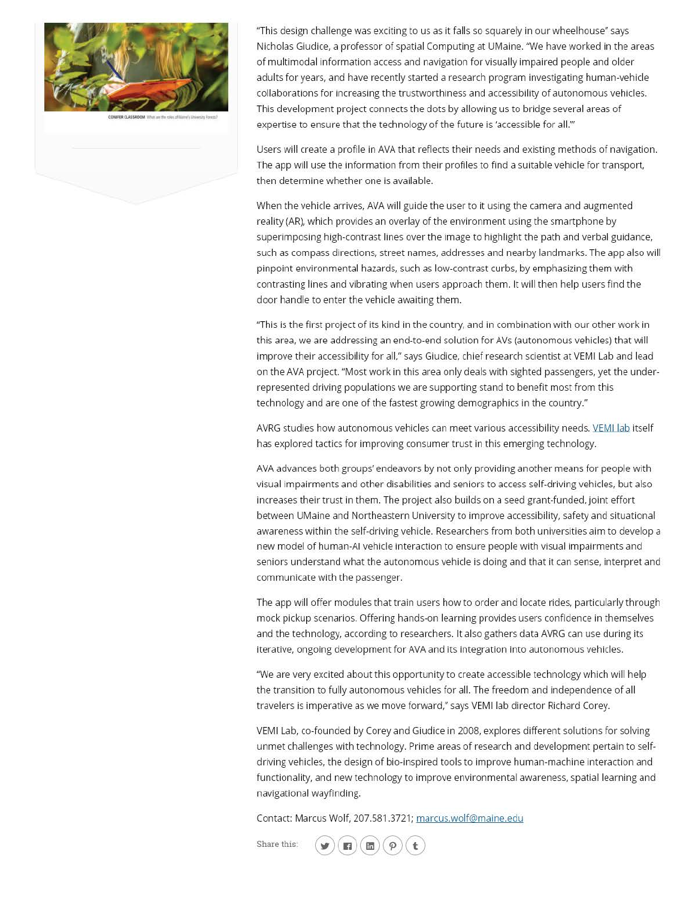"This design challenge was exciting to us as it falls so squarely in our wheelhouse" says Nicholas Giudice, a professor of spatial Computing at UMaine. "We have worked in the areas of multimodal information access and navigation for visually impaired people and older adults for years, and have recently started a research program investigating human-vehicle collaborations for increasing the trustworthiness and accessibility of autonomous vehicles. This development project connects the dots by allowing us to bridge several areas of expertise to ensure that the technology of the future is 'accessible for all.'"

Users will create a profile in AVA that reflects their needs and existing methods of navigation. The app will use the information from their profiles to find a suitable vehicle for transport, then determine whether one is available.

When the vehicle arrives, AVA will guide the user to it using the camera and augmented reality (AR), which provides an overlay of the environment using the smartphone by superimposing high-contrast lines over the image to highlight the path and verbal guidance, such as compass directions, street names, addresses and nearby landmarks. The app also will pinpoint environmental hazards, such as low-contrast curbs, by emphasizing them with contrasting lines and vibrating when users approach them. It will then help users find the door handle to enter the vehicle awaiting them.

"This is the first project of its kind in the country, and in combination with our other work in this area, we are addressing an end-to-end solution for AVs (autonomous vehicles) that will improve their accessibility for all," says Giudice, chief research scientist at VEMI Lab and lead on the AVA project. "Most work in this area only deals with sighted passengers, yet the under-represented driving populations we are supporting stand to benefit most from this technology and are one of the fastest growing demographics in the country."

AVRG studies how autonomous vehicles can meet various accessibility needs. VEMI lab itself has explored tactics for improving consumer trust in this emerging technology.

AVA advances both groups' endeavors by not only providing another means for people with visual impairments and other disabilities and seniors to access self-driving vehicles, but also increases their trust in them. The project also builds on a seed grant-funded, joint effort between UMaine and Northeastern University to improve accessibility, safety and situational awareness within the self-driving vehicle. Researchers from both universities aim to develop a new model of human-AI vehicle interaction to ensure people with visual impairments and seniors understand what the autonomous vehicle is doing and that it can sense, interpret and communicate with the passenger.

The app will offer modules that train users how to order and locate rides, particularly through mock pickup scenarios. Offering hands-on learning provides users confidence in themselves and the technology, according to researchers. It also gathers data AVRG can use during its iterative, ongoing development for AVA and its integration into autonomous vehicles.

"We are very excited about this opportunity to create accessible technology which will help the transition to fully autonomous vehicles for all. The freedom and independence of all travelers is imperative as we move forward," says VEMI lab director Richard Corey.

VEMI Lab, co-founded by Corey and Giudice in 2008, explores different solutions for solving unmet challenges with technology. Prime areas of research and development pertain to self-driving vehicles, the design of bio-inspired tools to improve human-machine interaction and functionality, and new technology to improve environmental awareness, spatial learning and navigational wayfinding.

Contact: Marcus Wolf, 207.581.3721; marcus.wolf@maine.edu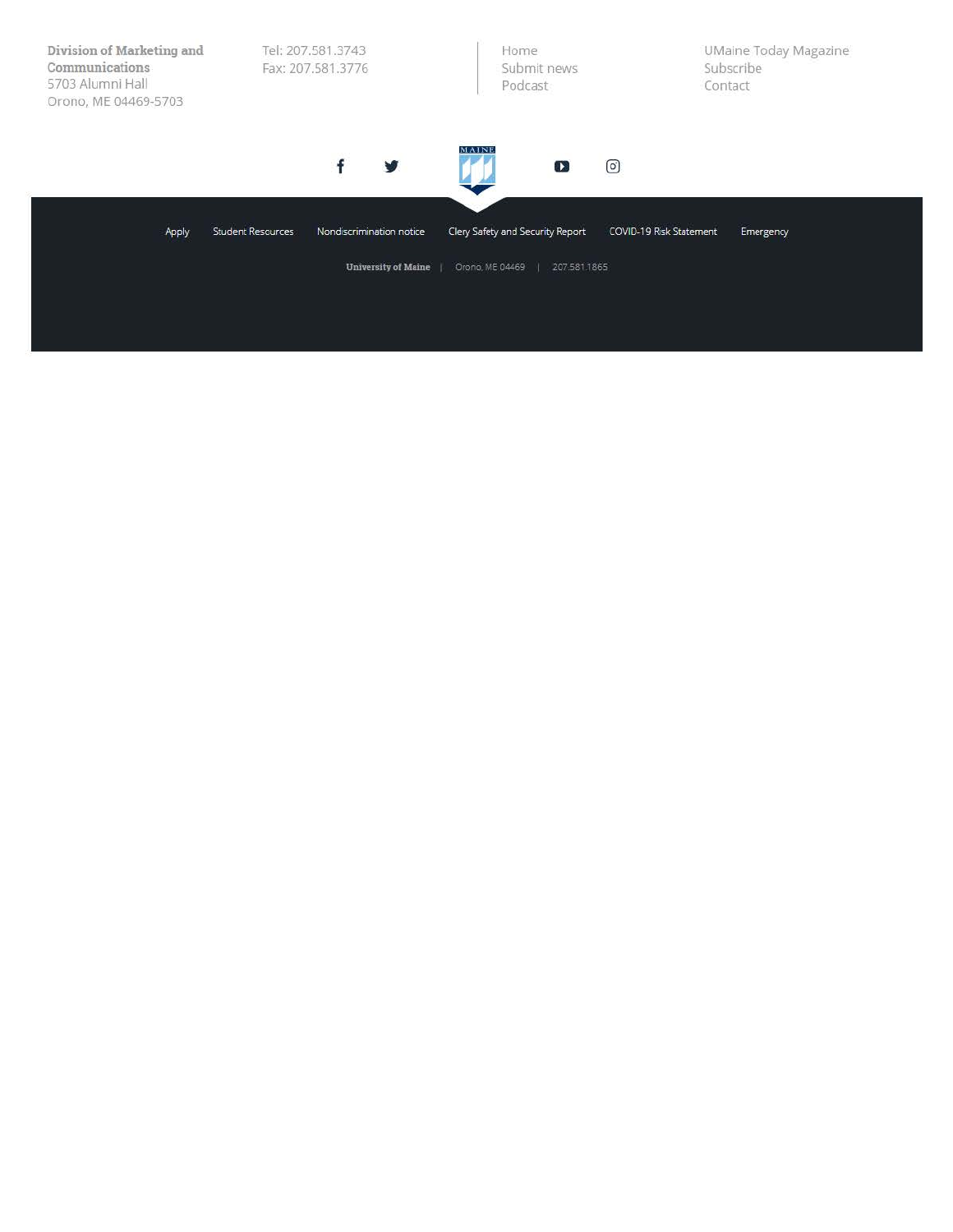**Division of Marketing and Communications**
5703 Alumni Hall
Orono, ME 04469-5703

Tel: 207.581.3743
Fax: 207.581.3776

Home
Submit news
Podcast

UMaine Today Magazine
Subscribe
Contact

Apply | Student Resources | Nondiscrimination notice | Clery Safety and Security Report | COVID-19 Risk Statement | Emergency

**University of Maine** | Orono, ME 04469 | 207.581.1865